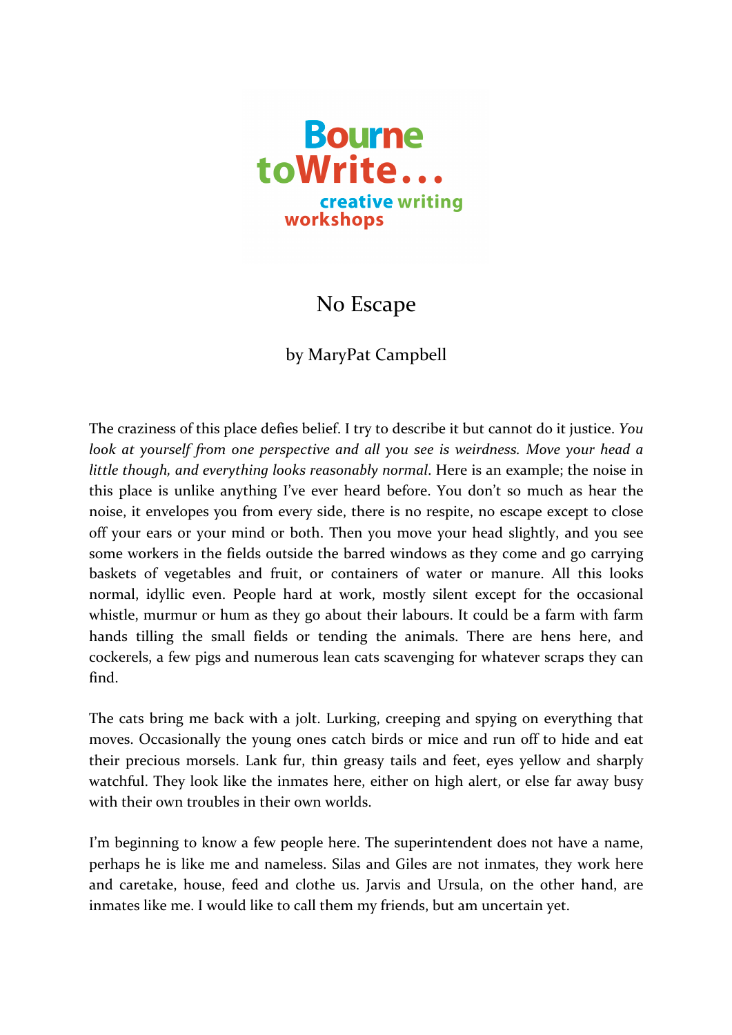Bourne toWrite...
creative writing workshops

# No Escape

by MaryPat Campbell

The craziness of this place defies belief. I try to describe it but cannot do it justice. *You look at yourself from one perspective and all you see is weirdness. Move your head a little though, and everything looks reasonably normal*. Here is an example; the noise in this place is unlike anything I've ever heard before. You don't so much as hear the noise, it envelopes you from every side, there is no respite, no escape except to close off your ears or your mind or both. Then you move your head slightly, and you see some workers in the fields outside the barred windows as they come and go carrying baskets of vegetables and fruit, or containers of water or manure. All this looks normal, idyllic even. People hard at work, mostly silent except for the occasional whistle, murmur or hum as they go about their labours. It could be a farm with farm hands tilling the small fields or tending the animals. There are hens here, and cockerels, a few pigs and numerous lean cats scavenging for whatever scraps they can find.

The cats bring me back with a jolt. Lurking, creeping and spying on everything that moves. Occasionally the young ones catch birds or mice and run off to hide and eat their precious morsels. Lank fur, thin greasy tails and feet, eyes yellow and sharply watchful. They look like the inmates here, either on high alert, or else far away busy with their own troubles in their own worlds.

I'm beginning to know a few people here. The superintendent does not have a name, perhaps he is like me and nameless. Silas and Giles are not inmates, they work here and caretake, house, feed and clothe us. Jarvis and Ursula, on the other hand, are inmates like me. I would like to call them my friends, but am uncertain yet.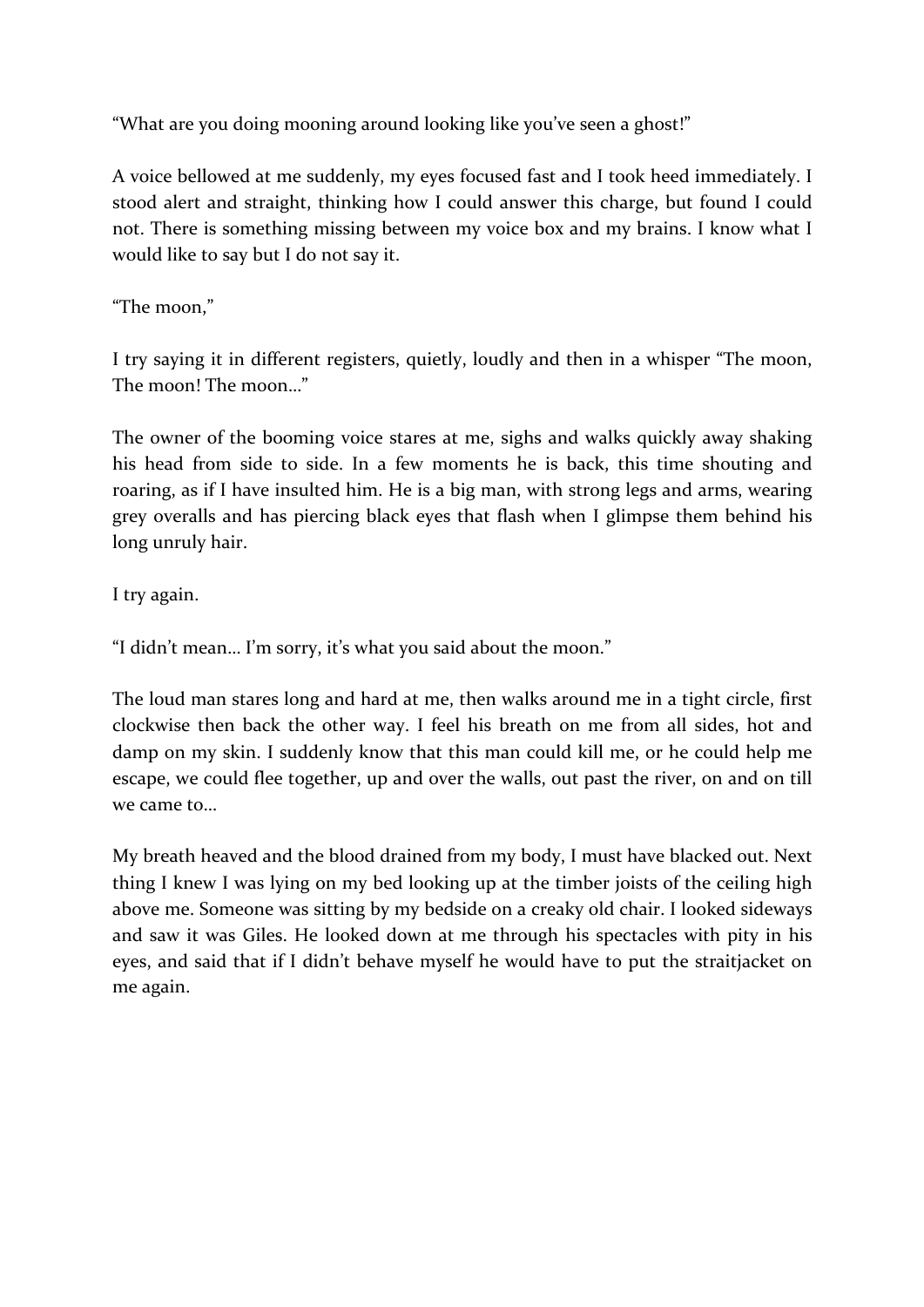“What are you doing mooning around looking like you’ve seen a ghost!”

A voice bellowed at me suddenly, my eyes focused fast and I took heed immediately. I stood alert and straight, thinking how I could answer this charge, but found I could not. There is something missing between my voice box and my brains. I know what I would like to say but I do not say it.

“The moon,”

I try saying it in different registers, quietly, loudly and then in a whisper “The moon, The moon! The moon…”

The owner of the booming voice stares at me, sighs and walks quickly away shaking his head from side to side. In a few moments he is back, this time shouting and roaring, as if I have insulted him. He is a big man, with strong legs and arms, wearing grey overalls and has piercing black eyes that flash when I glimpse them behind his long unruly hair.

I try again.

“I didn’t mean… I’m sorry, it’s what you said about the moon.”

The loud man stares long and hard at me, then walks around me in a tight circle, first clockwise then back the other way. I feel his breath on me from all sides, hot and damp on my skin. I suddenly know that this man could kill me, or he could help me escape, we could flee together, up and over the walls, out past the river, on and on till we came to…

My breath heaved and the blood drained from my body, I must have blacked out. Next thing I knew I was lying on my bed looking up at the timber joists of the ceiling high above me. Someone was sitting by my bedside on a creaky old chair. I looked sideways and saw it was Giles. He looked down at me through his spectacles with pity in his eyes, and said that if I didn’t behave myself he would have to put the straitjacket on me again.